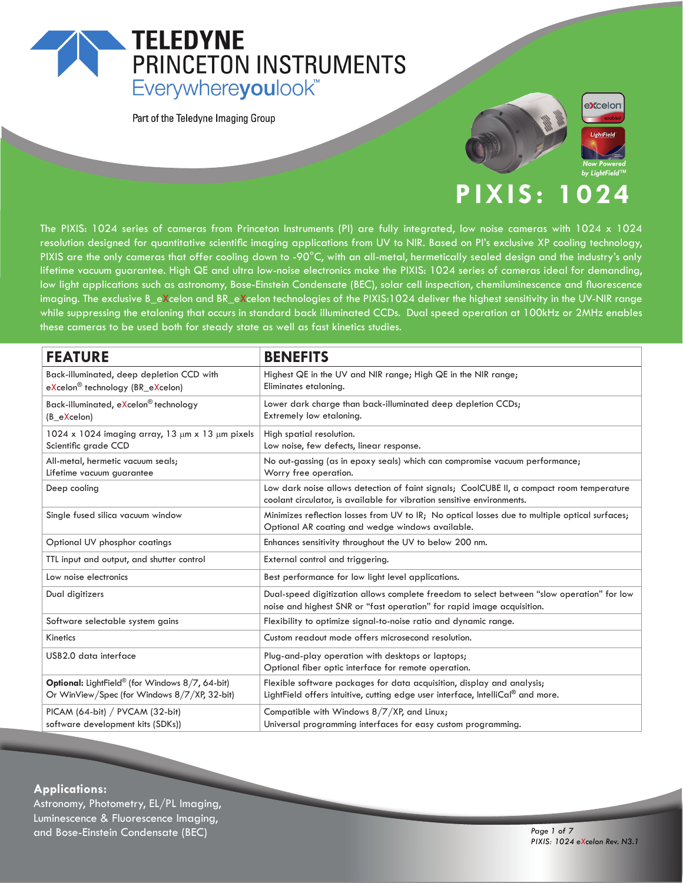# TELEDYNE PRINCETON INSTRUMENTS

Everywhereyoulook™

Part of the Teledyne Imaging Group

eXcelon enabled

LightField

*Now Powered by LightField™*

# PIXIS: 1024

The PIXIS: 1024 series of cameras from Princeton Instruments (PI) are fully integrated, low noise cameras with 1024 x 1024 resolution designed for quantitative scientific imaging applications from UV to NIR. Based on PI's exclusive XP cooling technology, PIXIS are the only cameras that offer cooling down to -90°C, with an all-metal, hermetically sealed design and the industry's only lifetime vacuum guarantee. High QE and ultra low-noise electronics make the PIXIS: 1024 series of cameras ideal for demanding, low light applications such as astronomy, Bose-Einstein Condensate (BEC), solar cell inspection, chemiluminescence and fluorescence imaging. The exclusive B_eXcelon and BR_eXcelon technologies of the PIXIS:1024 deliver the highest sensitivity in the UV-NIR range while suppressing the etaloning that occurs in standard back illuminated CCDs. Dual speed operation at 100kHz or 2MHz enables these cameras to be used both for steady state as well as fast kinetics studies.

| FEATURE | BENEFITS |
|---|---|
| Back-illuminated, deep depletion CCD with eXcelon® technology (BR_eXcelon) | Highest QE in the UV and NIR range; High QE in the NIR range; Eliminates etaloning. |
| Back-illuminated, eXcelon® technology (B_eXcelon) | Lower dark charge than back-illuminated deep depletion CCDs; Extremely low etaloning. |
| 1024 x 1024 imaging array, 13 µm x 13 µm pixels Scientific grade CCD | High spatial resolution. Low noise, few defects, linear response. |
| All-metal, hermetic vacuum seals; Lifetime vacuum guarantee | No out-gassing (as in epoxy seals) which can compromise vacuum performance; Worry free operation. |
| Deep cooling | Low dark noise allows detection of faint signals; CoolCUBE II, a compact room temperature coolant circulator, is available for vibration sensitive environments. |
| Single fused silica vacuum window | Minimizes reflection losses from UV to IR; No optical losses due to multiple optical surfaces; Optional AR coating and wedge windows available. |
| Optional UV phosphor coatings | Enhances sensitivity throughout the UV to below 200 nm. |
| TTL input and output, and shutter control | External control and triggering. |
| Low noise electronics | Best performance for low light level applications. |
| Dual digitizers | Dual-speed digitization allows complete freedom to select between "slow operation" for low noise and highest SNR or "fast operation" for rapid image acquisition. |
| Software selectable system gains | Flexibility to optimize signal-to-noise ratio and dynamic range. |
| Kinetics | Custom readout mode offers microsecond resolution. |
| USB2.0 data interface | Plug-and-play operation with desktops or laptops; Optional fiber optic interface for remote operation. |
| **Optional:** LightField® (for Windows 8/7, 64-bit) Or WinView/Spec (for Windows 8/7/XP, 32-bit) | Flexible software packages for data acquisition, display and analysis; LightField offers intuitive, cutting edge user interface, IntelliCal® and more. |
| PICAM (64-bit) / PVCAM (32-bit) software development kits (SDKs)) | Compatible with Windows 8/7/XP, and Linux; Universal programming interfaces for easy custom programming. |

## Applications:

Astronomy, Photometry, EL/PL Imaging, Luminescence & Fluorescence Imaging, and Bose-Einstein Condensate (BEC)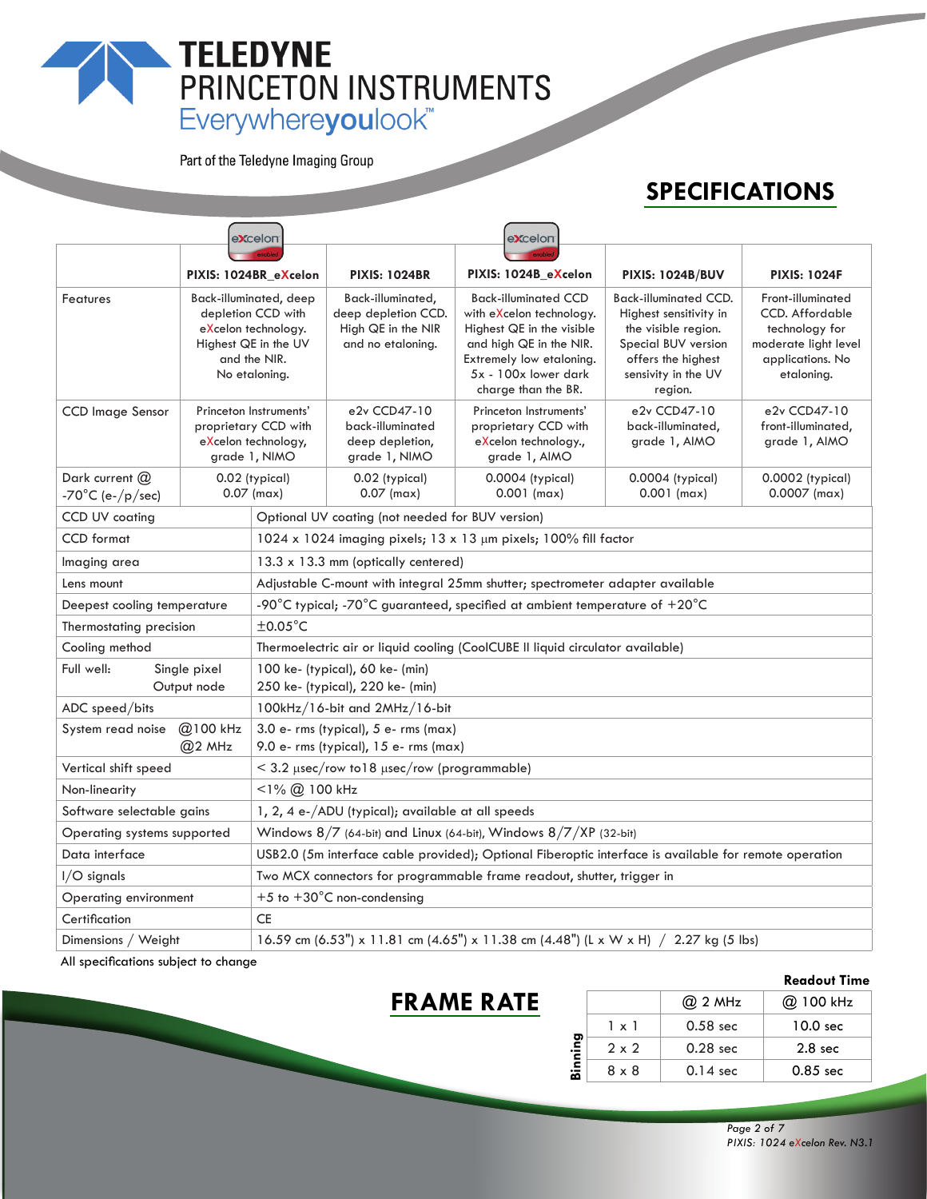TELEDYNE PRINCETON INSTRUMENTS
Everywhereyoulook™

Part of the Teledyne Imaging Group

## SPECIFICATIONS

| | PIXIS: 1024BR_eXcelon | PIXIS: 1024BR | PIXIS: 1024B_eXcelon | PIXIS: 1024B/BUV | PIXIS: 1024F |
|---|---|---|---|---|---|
| Features | Back-illuminated, deep depletion CCD with eXcelon technology. Highest QE in the UV and the NIR. No etaloning. | Back-illuminated, deep depletion CCD. High QE in the NIR and no etaloning. | Back-illuminated CCD with eXcelon technology. Highest QE in the visible and high QE in the NIR. Extremely low etaloning. 5x - 100x lower dark charge than the BR. | Back-illuminated CCD. Highest sensitivity in the visible region. Special BUV version offers the highest sensivity in the UV region. | Front-illuminated CCD. Affordable technology for moderate light level applications. No etaloning. |
| CCD Image Sensor | Princeton Instruments' proprietary CCD with eXcelon technology, grade 1, NIMO | e2v CCD47-10 back-illuminated deep depletion, grade 1, NIMO | Princeton Instruments' proprietary CCD with eXcelon technology., grade 1, AIMO | e2v CCD47-10 back-illuminated, grade 1, AIMO | e2v CCD47-10 front-illuminated, grade 1, AIMO |
| Dark current @ -70°C (e-/p/sec) | 0.02 (typical) 0.07 (max) | 0.02 (typical) 0.07 (max) | 0.0004 (typical) 0.001 (max) | 0.0004 (typical) 0.001 (max) | 0.0002 (typical) 0.0007 (max) |
| CCD UV coating | Optional UV coating (not needed for BUV version) | | | | |
| CCD format | 1024 x 1024 imaging pixels; 13 x 13 µm pixels; 100% fill factor | | | | |
| Imaging area | 13.3 x 13.3 mm (optically centered) | | | | |
| Lens mount | Adjustable C-mount with integral 25mm shutter; spectrometer adapter available | | | | |
| Deepest cooling temperature | -90°C typical; -70°C guaranteed, specified at ambient temperature of +20°C | | | | |
| Thermostating precision | ±0.05°C | | | | |
| Cooling method | Thermoelectric air or liquid cooling (CoolCUBE II liquid circulator available) | | | | |
| Full well: Single pixel / Output node | 100 ke- (typical), 60 ke- (min) / 250 ke- (typical), 220 ke- (min) | | | | |
| ADC speed/bits | 100kHz/16-bit and 2MHz/16-bit | | | | |
| System read noise @100 kHz / @2 MHz | 3.0 e- rms (typical), 5 e- rms (max) / 9.0 e- rms (typical), 15 e- rms (max) | | | | |
| Vertical shift speed | < 3.2 µsec/row to18 µsec/row (programmable) | | | | |
| Non-linearity | <1% @ 100 kHz | | | | |
| Software selectable gains | 1, 2, 4 e-/ADU (typical); available at all speeds | | | | |
| Operating systems supported | Windows 8/7 (64-bit) and Linux (64-bit), Windows 8/7/XP (32-bit) | | | | |
| Data interface | USB2.0 (5m interface cable provided); Optional Fiberoptic interface is available for remote operation | | | | |
| I/O signals | Two MCX connectors for programmable frame readout, shutter, trigger in | | | | |
| Operating environment | +5 to +30°C non-condensing | | | | |
| Certification | CE | | | | |
| Dimensions / Weight | 16.59 cm (6.53") x 11.81 cm (4.65") x 11.38 cm (4.48") (L x W x H) / 2.27 kg (5 lbs) | | | | |

All specifications subject to change

## FRAME RATE

| | | Readout Time | |
|---|---|---|---|
| | | @ 2 MHz | @ 100 kHz |
| Binning | 1 x 1 | 0.58 sec | 10.0 sec |
| | 2 x 2 | 0.28 sec | 2.8 sec |
| | 8 x 8 | 0.14 sec | 0.85 sec |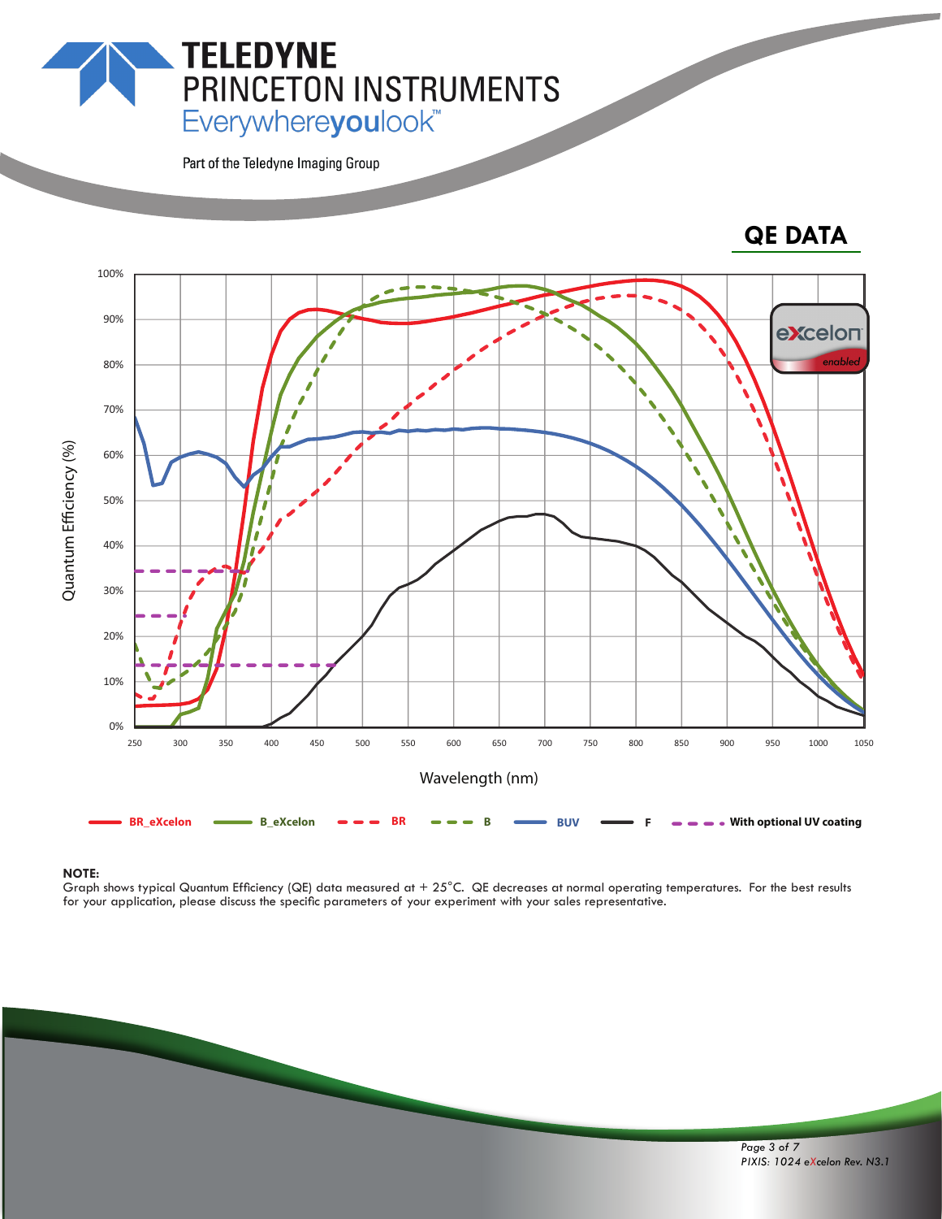# QE DATA

NOTE:
Graph shows typical Quantum Efficiency (QE) data measured at + 25°C. QE decreases at normal operating temperatures. For the best results for your application, please discuss the specific parameters of your experiment with your sales representative.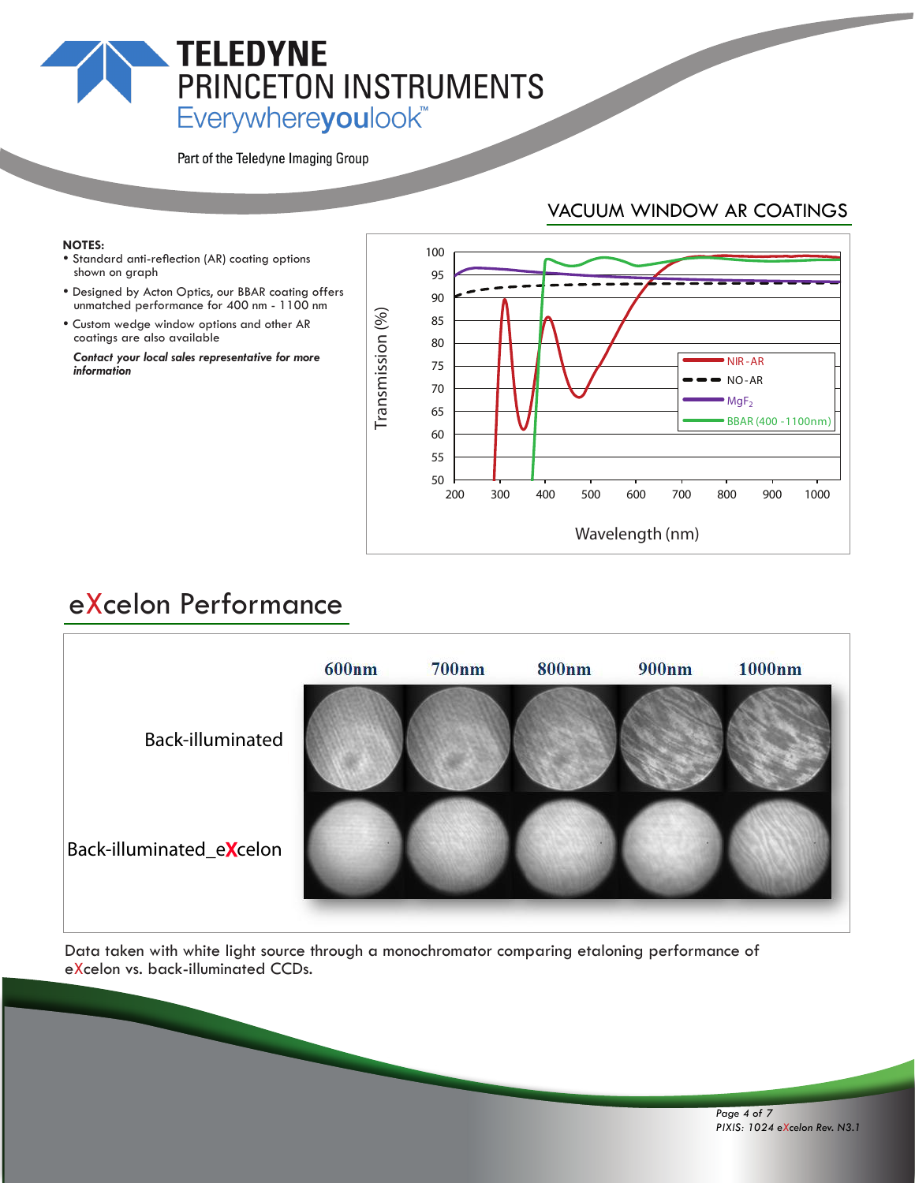## VACUUM WINDOW AR COATINGS

**NOTES:**

- Standard anti-reflection (AR) coating options shown on graph
- Designed by Acton Optics, our BBAR coating offers unmatched performance for 400 nm - 1100 nm
- Custom wedge window options and other AR coatings are also available

***Contact your local sales representative for more information***

## eXcelon Performance

Data taken with white light source through a monochromator comparing etaloning performance of eXcelon vs. back-illuminated CCDs.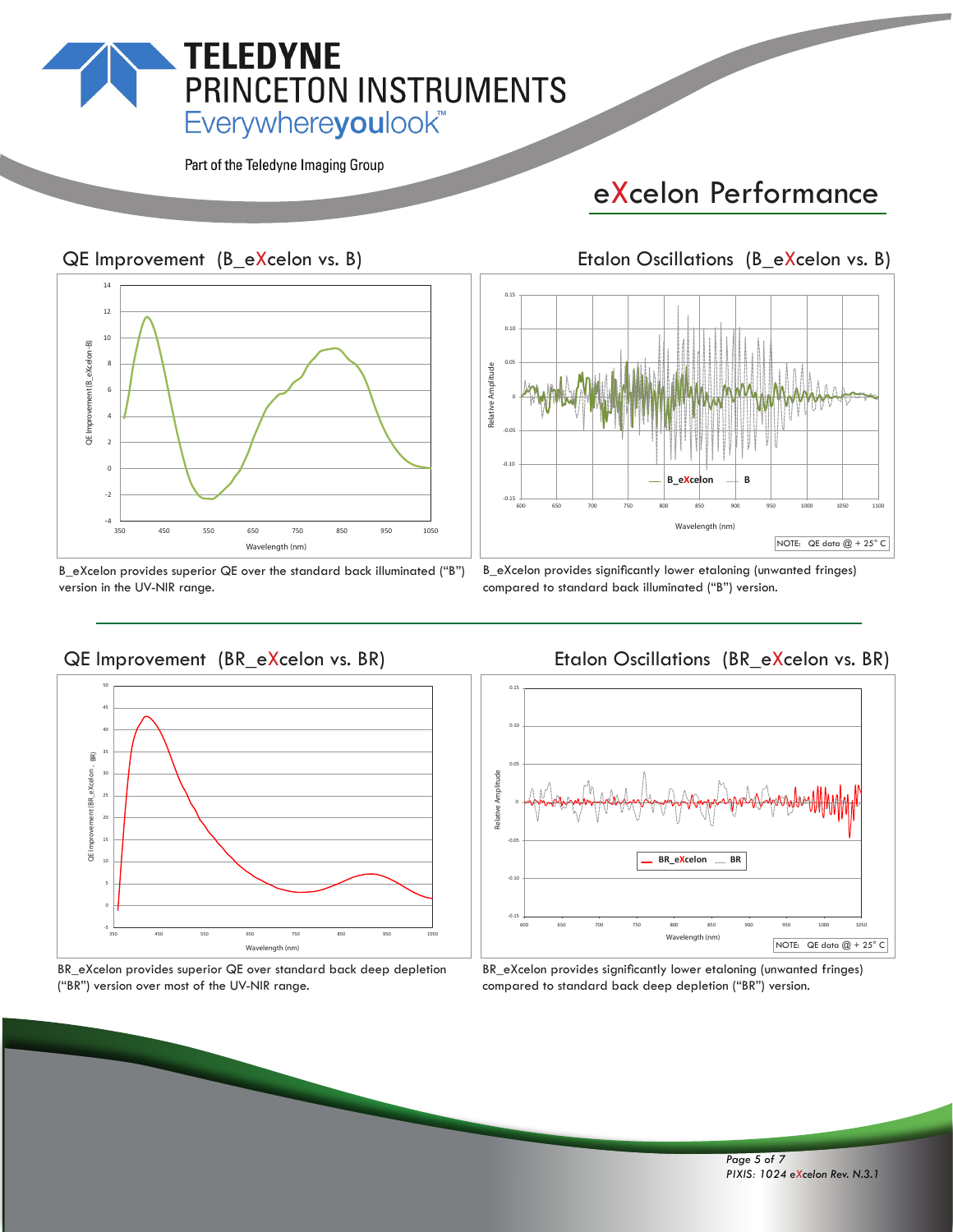# eXcelon Performance

## QE Improvement (B_eXcelon vs. B)

B_eXcelon provides superior QE over the standard back illuminated ("B") version in the UV-NIR range.

## Etalon Oscillations (B_eXcelon vs. B)

NOTE: QE data @ + 25° C

B_eXcelon provides significantly lower etaloning (unwanted fringes) compared to standard back illuminated ("B") version.

## QE Improvement (BR_eXcelon vs. BR)

BR_eXcelon provides superior QE over standard back deep depletion ("BR") version over most of the UV-NIR range.

## Etalon Oscillations (BR_eXcelon vs. BR)

NOTE: QE data @ + 25° C

BR_eXcelon provides significantly lower etaloning (unwanted fringes) compared to standard back deep depletion ("BR") version.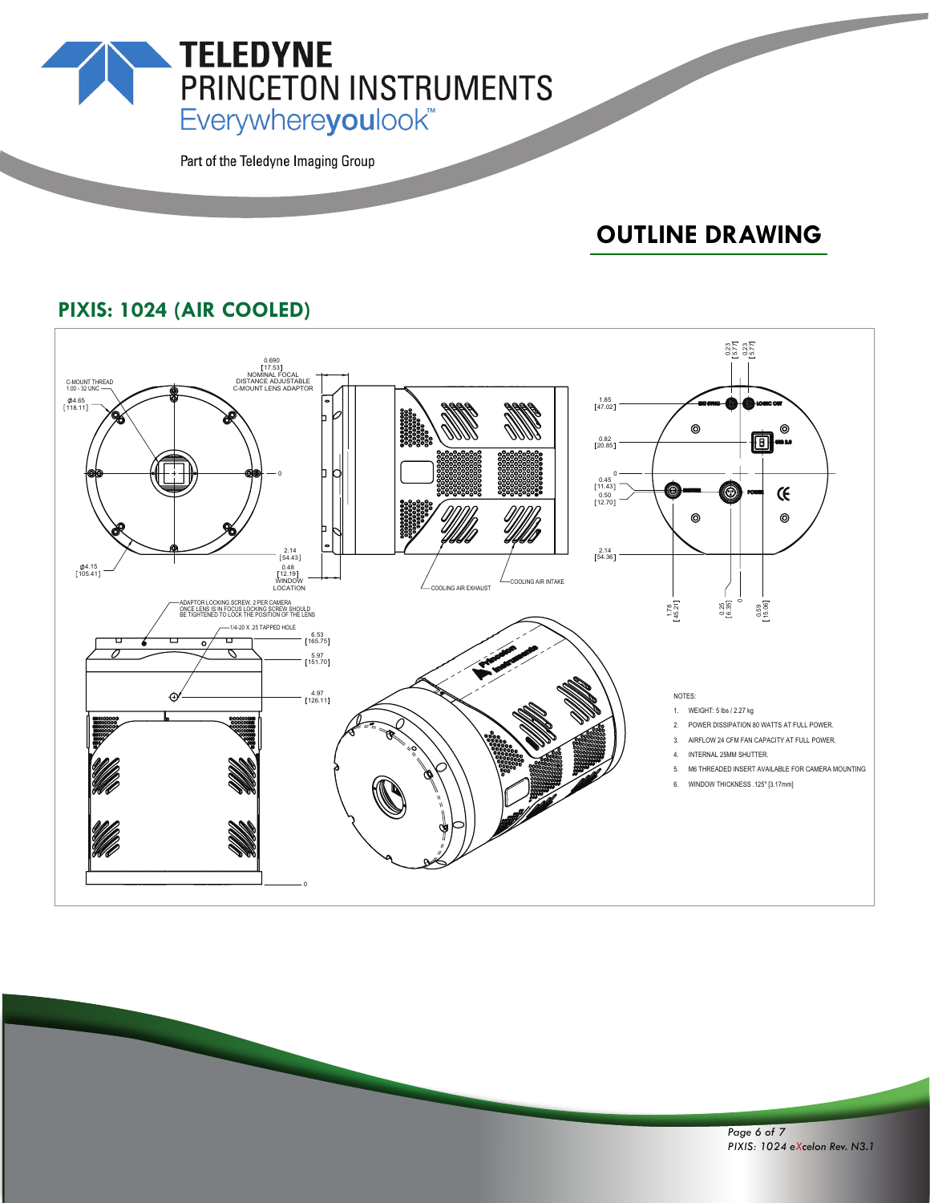TELEDYNE
PRINCETON INSTRUMENTS
Everywhereyoulook™

Part of the Teledyne Imaging Group

## OUTLINE DRAWING

## PIXIS: 1024 (AIR COOLED)

C-MOUNT THREAD 1.00 - 32 UNC

Ø4.65 [118.11]

Ø4.15 [105.41]

0.690 [17.53] NOMINAL FOCAL DISTANCE ADJUSTABLE C-MOUNT LENS ADAPTOR

2.14 [54.43]

0.48 [12.19] WINDOW LOCATION

COOLING AIR EXHAUST

COOLING AIR INTAKE

0.23 [5.77]

0.23 [5.77]

1.85 [47.02]

0.82 [20.85]

0

0.45 [11.43]

0.50 [12.70]

2.14 [54.36]

1.78 [45.21]

0.25 [6.35]

0

0.59 [15.06]

EXT SYNC

LOGIC OUT

USB 2.0

SHUTTER

POWER

ADAPTOR LOCKING SCREW. 2 PER CAMERA ONCE LENS IS IN FOCUS LOCKING SCREW SHOULD BE TIGHTENED TO LOCK THE POSITION OF THE LENS

1/4-20 X .25 TAPPED HOLE

6.53 [165.75]

5.97 [151.70]

4.97 [126.11]

0

NOTES:

1. WEIGHT: 5 lbs / 2.27 kg
2. POWER DISSIPATION 80 WATTS AT FULL POWER.
3. AIRFLOW 24 CFM FAN CAPACITY AT FULL POWER.
4. INTERNAL 25MM SHUTTER.
5. M6 THREADED INSERT AVAILABLE FOR CAMERA MOUNTING
6. WINDOW THICKNESS .125" [3.17mm]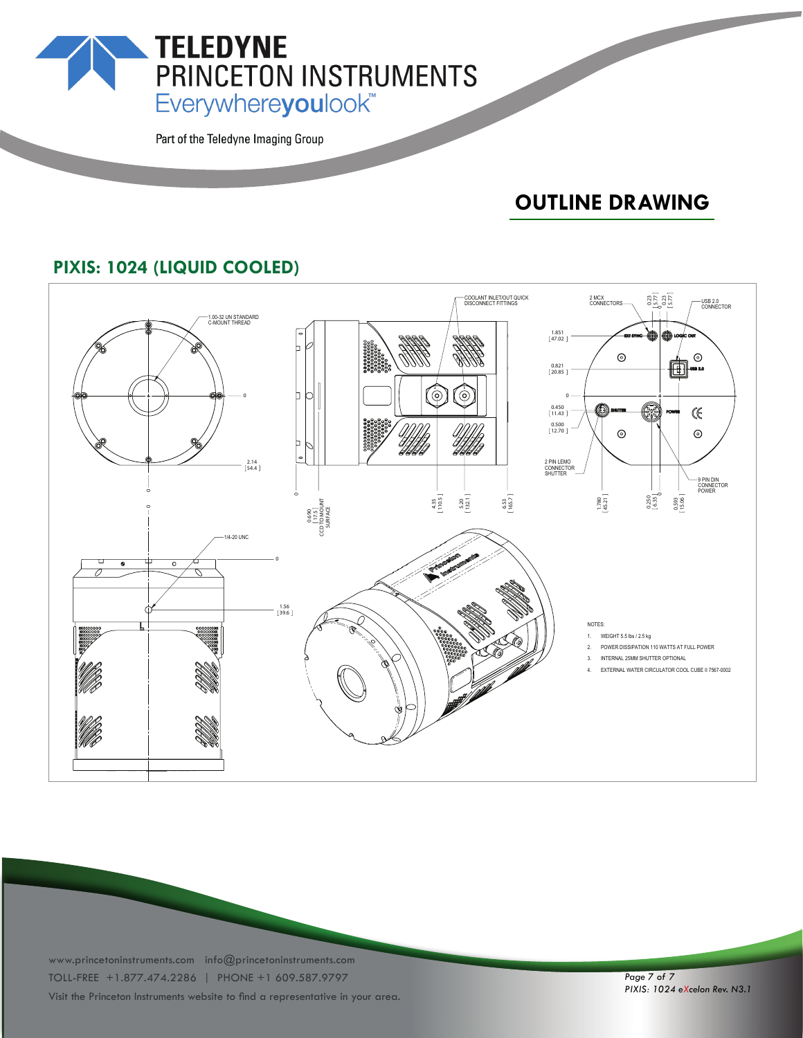TELEDYNE
PRINCETON INSTRUMENTS
Everywhereyoulook™

Part of the Teledyne Imaging Group

## OUTLINE DRAWING

### PIXIS: 1024 (LIQUID COOLED)

1.00-32 UN STANDARD C-MOUNT THREAD

0

2.14 [54.4]

0

0

1/4-20 UNC

0

1.56 [39.6]

0

0.690 [17.5] CCD TO MOUNT SURFACE

COOLANT INLET/OUT QUICK DISCONNECT FITTINGS

4.35 [110.5]

5.20 [132.1]

6.53 [165.7]

2 MCX CONNECTORS

0.23 [5.77]

0

0.23 [5.77]

USB 2.0 CONNECTOR

1.851 [47.02]

EXT SYNC

LOGIC OUT

USB 2.0

0.821 [20.85]

0

0.450 [11.43]

SHUTTER

POWER

0.500 [12.70]

2 PIN LEMO CONNECTOR SHUTTER

9 PIN DIN CONNECTOR POWER

1.780 [45.21]

0.250 [6.35]

0

0.593 [15.06]

Princeton Instruments

NOTES:

1. WEIGHT 5.5 lbs / 2.5 kg
2. POWER DISSIPATION 110 WATTS AT FULL POWER
3. INTERNAL 25MM SHUTTER OPTIONAL
4. EXTERNAL WATER CIRCULATOR COOL CUBE II 7567-0002

www.princetoninstruments.com info@princetoninstruments.com
TOLL-FREE +1.877.474.2286 | PHONE +1 609.587.9797
Visit the Princeton Instruments website to find a representative in your area.

PIXIS: 1024 eXcelon Rev. N3.1